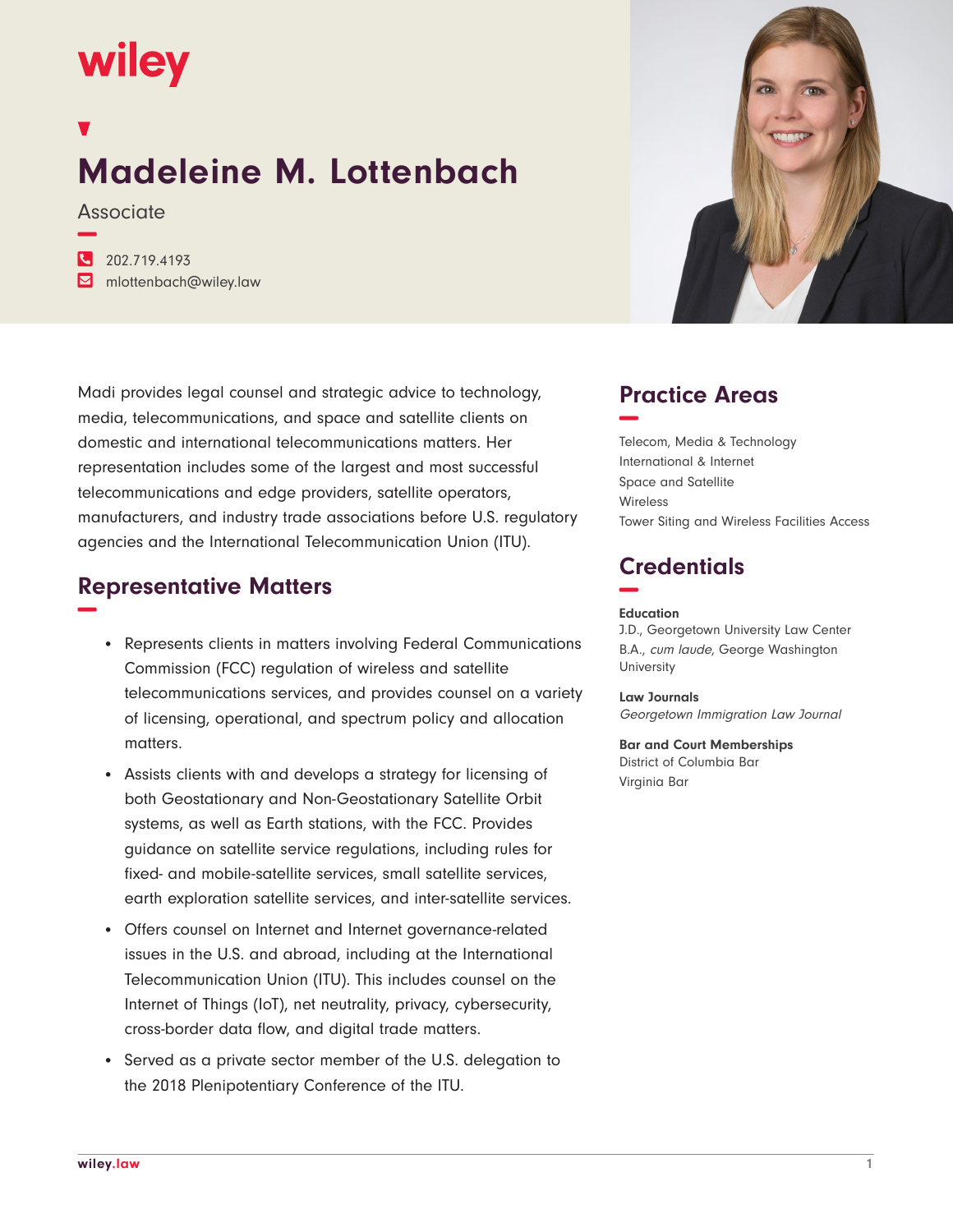wiley

# Madeleine M. Lottenbach

Associate

202.719.4193

mlottenbach@wiley.law

Madi provides legal counsel and strategic advice to technology, media, telecommunications, and space and satellite clients on domestic and international telecommunications matters. Her representation includes some of the largest and most successful telecommunications and edge providers, satellite operators, manufacturers, and industry trade associations before U.S. regulatory agencies and the International Telecommunication Union (ITU).

## Representative Matters

- Represents clients in matters involving Federal Communications Commission (FCC) regulation of wireless and satellite telecommunications services, and provides counsel on a variety of licensing, operational, and spectrum policy and allocation matters.
- Assists clients with and develops a strategy for licensing of both Geostationary and Non-Geostationary Satellite Orbit systems, as well as Earth stations, with the FCC. Provides guidance on satellite service regulations, including rules for fixed- and mobile-satellite services, small satellite services, earth exploration satellite services, and inter-satellite services.
- Offers counsel on Internet and Internet governance-related issues in the U.S. and abroad, including at the International Telecommunication Union (ITU). This includes counsel on the Internet of Things (IoT), net neutrality, privacy, cybersecurity, cross-border data flow, and digital trade matters.
- Served as a private sector member of the U.S. delegation to the 2018 Plenipotentiary Conference of the ITU.

## Practice Areas

Telecom, Media & Technology
International & Internet
Space and Satellite
Wireless
Tower Siting and Wireless Facilities Access

## Credentials

**Education**

J.D., Georgetown University Law Center
B.A., *cum laude*, George Washington University

**Law Journals**

*Georgetown Immigration Law Journal*

**Bar and Court Memberships**

District of Columbia Bar
Virginia Bar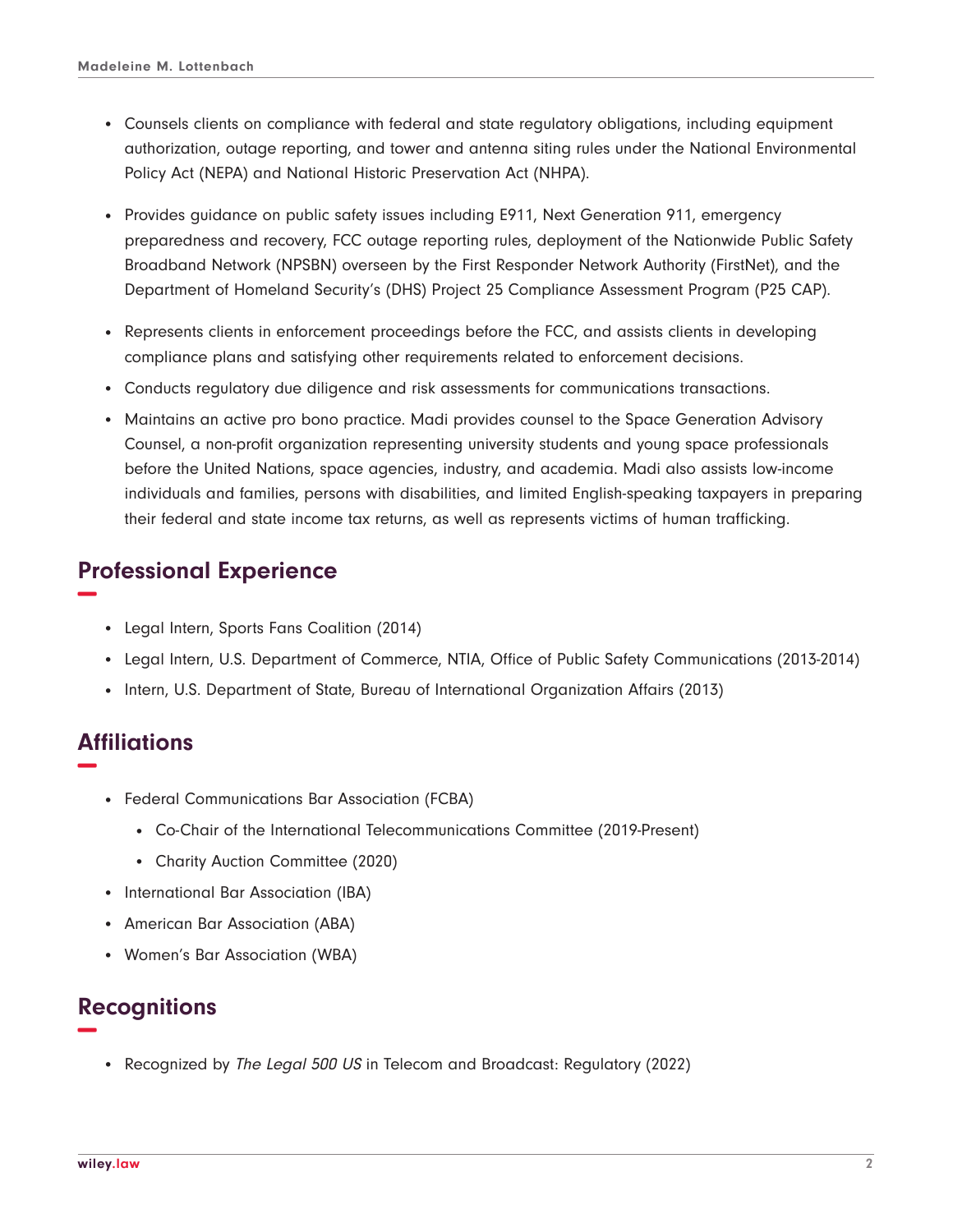- Counsels clients on compliance with federal and state regulatory obligations, including equipment authorization, outage reporting, and tower and antenna siting rules under the National Environmental Policy Act (NEPA) and National Historic Preservation Act (NHPA).
- Provides guidance on public safety issues including E911, Next Generation 911, emergency preparedness and recovery, FCC outage reporting rules, deployment of the Nationwide Public Safety Broadband Network (NPSBN) overseen by the First Responder Network Authority (FirstNet), and the Department of Homeland Security's (DHS) Project 25 Compliance Assessment Program (P25 CAP).
- Represents clients in enforcement proceedings before the FCC, and assists clients in developing compliance plans and satisfying other requirements related to enforcement decisions.
- Conducts regulatory due diligence and risk assessments for communications transactions.
- Maintains an active pro bono practice. Madi provides counsel to the Space Generation Advisory Counsel, a non-profit organization representing university students and young space professionals before the United Nations, space agencies, industry, and academia. Madi also assists low-income individuals and families, persons with disabilities, and limited English-speaking taxpayers in preparing their federal and state income tax returns, as well as represents victims of human trafficking.

## Professional Experience

- Legal Intern, Sports Fans Coalition (2014)
- Legal Intern, U.S. Department of Commerce, NTIA, Office of Public Safety Communications (2013-2014)
- Intern, U.S. Department of State, Bureau of International Organization Affairs (2013)

## Affiliations

- Federal Communications Bar Association (FCBA)
  - Co-Chair of the International Telecommunications Committee (2019-Present)
  - Charity Auction Committee (2020)
- International Bar Association (IBA)
- American Bar Association (ABA)
- Women's Bar Association (WBA)

## Recognitions

- Recognized by *The Legal 500 US* in Telecom and Broadcast: Regulatory (2022)